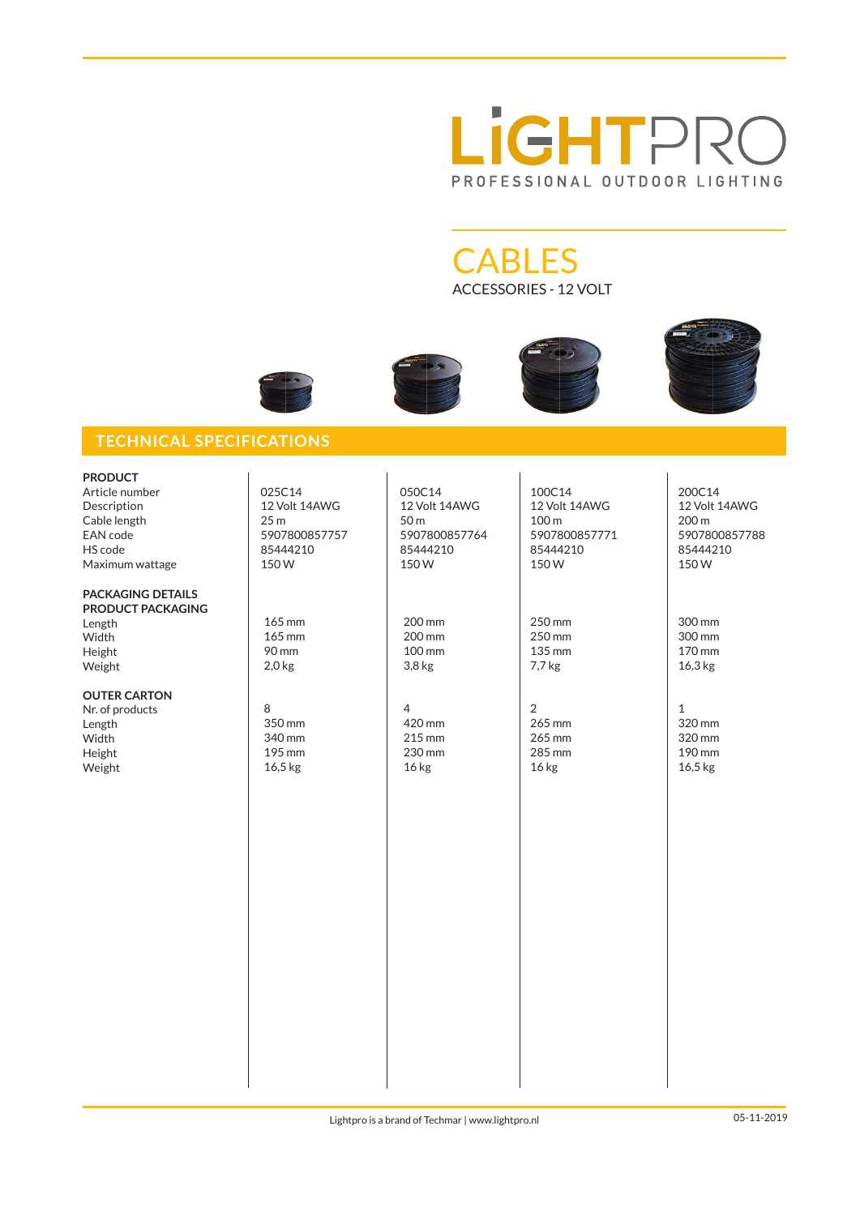# LiGHTPRO

PROFESSIONAL OUTDOOR LIGHTING

## CABLES

ACCESSORIES - 12 VOLT

## TECHNICAL SPECIFICATIONS

| **PRODUCT** | | | | |
|---|---|---|---|---|
| Article number | 025C14 | 050C14 | 100C14 | 200C14 |
| Description | 12 Volt 14AWG | 12 Volt 14AWG | 12 Volt 14AWG | 12 Volt 14AWG |
| Cable length | 25 m | 50 m | 100 m | 200 m |
| EAN code | 5907800857757 | 5907800857764 | 5907800857771 | 5907800857788 |
| HS code | 85444210 | 85444210 | 85444210 | 85444210 |
| Maximum wattage | 150 W | 150 W | 150 W | 150 W |
| **PACKAGING DETAILS** | | | | |
| **PRODUCT PACKAGING** | | | | |
| Length | 165 mm | 200 mm | 250 mm | 300 mm |
| Width | 165 mm | 200 mm | 250 mm | 300 mm |
| Height | 90 mm | 100 mm | 135 mm | 170 mm |
| Weight | 2,0 kg | 3,8 kg | 7,7 kg | 16,3 kg |
| **OUTER CARTON** | | | | |
| Nr. of products | 8 | 4 | 2 | 1 |
| Length | 350 mm | 420 mm | 265 mm | 320 mm |
| Width | 340 mm | 215 mm | 265 mm | 320 mm |
| Height | 195 mm | 230 mm | 285 mm | 190 mm |
| Weight | 16,5 kg | 16 kg | 16 kg | 16,5 kg |

Lightpro is a brand of Techmar | www.lightpro.nl

05-11-2019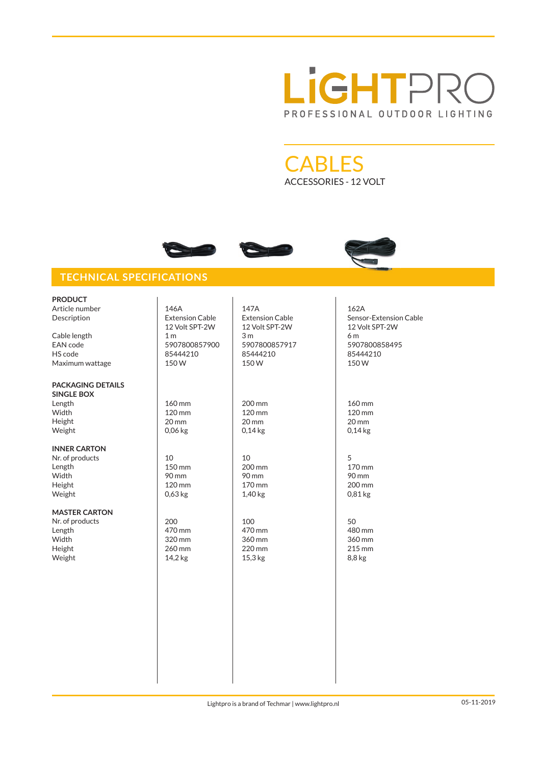# LiGHTPRO

PROFESSIONAL OUTDOOR LIGHTING

## CABLES

ACCESSORIES - 12 VOLT

## TECHNICAL SPECIFICATIONS

| | | | |
|---|---|---|---|
| **PRODUCT** | | | |
| Article number | 146A | 147A | 162A |
| Description | Extension Cable 12 Volt SPT-2W | Extension Cable 12 Volt SPT-2W | Sensor-Extension Cable 12 Volt SPT-2W |
| Cable length | 1 m | 3 m | 6 m |
| EAN code | 5907800857900 | 5907800857917 | 5907800858495 |
| HS code | 85444210 | 85444210 | 85444210 |
| Maximum wattage | 150 W | 150 W | 150 W |
| **PACKAGING DETAILS** | | | |
| **SINGLE BOX** | | | |
| Length | 160 mm | 200 mm | 160 mm |
| Width | 120 mm | 120 mm | 120 mm |
| Height | 20 mm | 20 mm | 20 mm |
| Weight | 0,06 kg | 0,14 kg | 0,14 kg |
| **INNER CARTON** | | | |
| Nr. of products | 10 | 10 | 5 |
| Length | 150 mm | 200 mm | 170 mm |
| Width | 90 mm | 90 mm | 90 mm |
| Height | 120 mm | 170 mm | 200 mm |
| Weight | 0,63 kg | 1,40 kg | 0,81 kg |
| **MASTER CARTON** | | | |
| Nr. of products | 200 | 100 | 50 |
| Length | 470 mm | 470 mm | 480 mm |
| Width | 320 mm | 360 mm | 360 mm |
| Height | 260 mm | 220 mm | 215 mm |
| Weight | 14,2 kg | 15,3 kg | 8,8 kg |

Lightpro is a brand of Techmar | www.lightpro.nl

05-11-2019